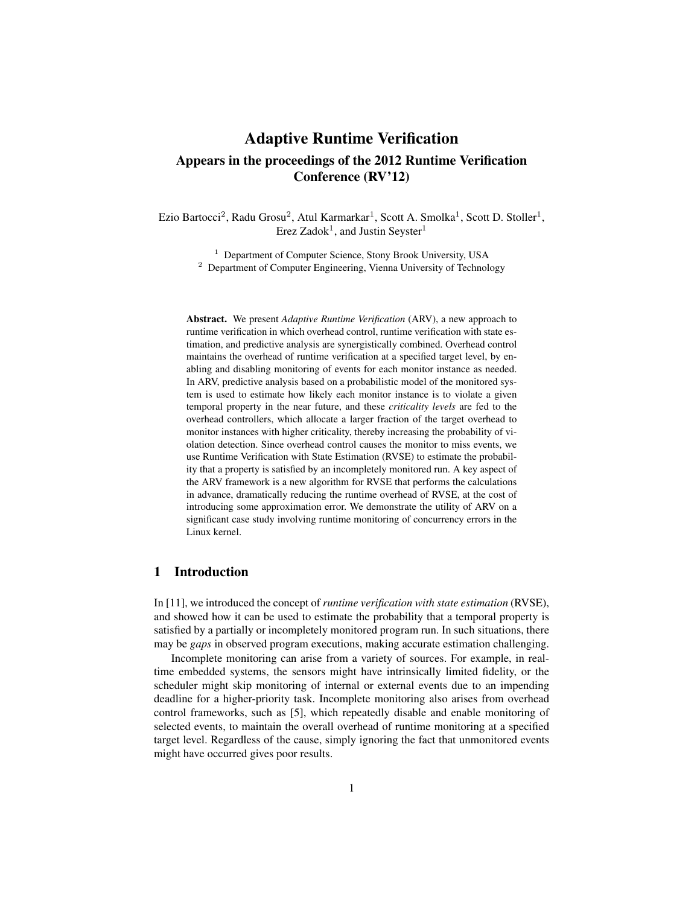# Adaptive Runtime Verification

## Appears in the proceedings of the 2012 Runtime Verification Conference (RV'12)

Ezio Bartocci[2], Radu Grosu[2], Atul Karmarkar[1], Scott A. Smolka[1], Scott D. Stoller[1], Erez Zadok[1], and Justin Seyster[1]

[1] Department of Computer Science, Stony Brook University, USA
[2] Department of Computer Engineering, Vienna University of Technology

**Abstract.** We present *Adaptive Runtime Verification* (ARV), a new approach to runtime verification in which overhead control, runtime verification with state estimation, and predictive analysis are synergistically combined. Overhead control maintains the overhead of runtime verification at a specified target level, by enabling and disabling monitoring of events for each monitor instance as needed. In ARV, predictive analysis based on a probabilistic model of the monitored system is used to estimate how likely each monitor instance is to violate a given temporal property in the near future, and these *criticality levels* are fed to the overhead controllers, which allocate a larger fraction of the target overhead to monitor instances with higher criticality, thereby increasing the probability of violation detection. Since overhead control causes the monitor to miss events, we use Runtime Verification with State Estimation (RVSE) to estimate the probability that a property is satisfied by an incompletely monitored run. A key aspect of the ARV framework is a new algorithm for RVSE that performs the calculations in advance, dramatically reducing the runtime overhead of RVSE, at the cost of introducing some approximation error. We demonstrate the utility of ARV on a significant case study involving runtime monitoring of concurrency errors in the Linux kernel.

## 1 Introduction

In [11], we introduced the concept of *runtime verification with state estimation* (RVSE), and showed how it can be used to estimate the probability that a temporal property is satisfied by a partially or incompletely monitored program run. In such situations, there may be *gaps* in observed program executions, making accurate estimation challenging.

Incomplete monitoring can arise from a variety of sources. For example, in real-time embedded systems, the sensors might have intrinsically limited fidelity, or the scheduler might skip monitoring of internal or external events due to an impending deadline for a higher-priority task. Incomplete monitoring also arises from overhead control frameworks, such as [5], which repeatedly disable and enable monitoring of selected events, to maintain the overall overhead of runtime monitoring at a specified target level. Regardless of the cause, simply ignoring the fact that unmonitored events might have occurred gives poor results.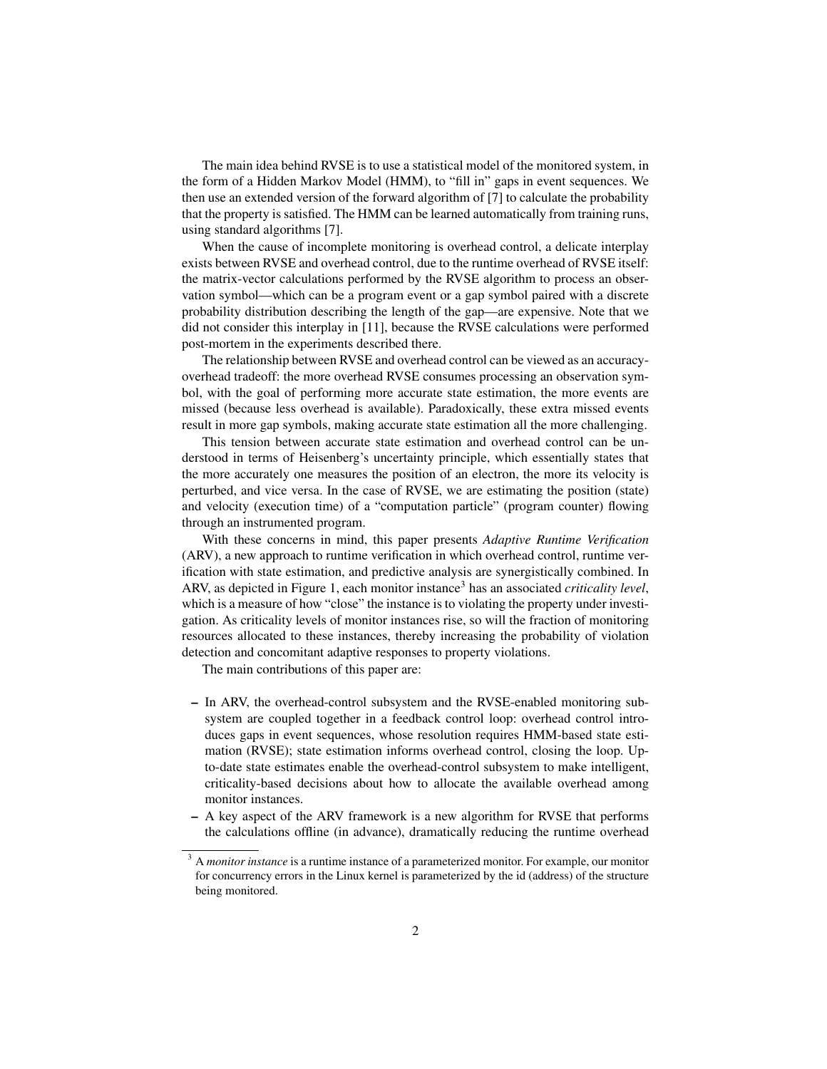The main idea behind RVSE is to use a statistical model of the monitored system, in the form of a Hidden Markov Model (HMM), to "fill in" gaps in event sequences. We then use an extended version of the forward algorithm of [7] to calculate the probability that the property is satisfied. The HMM can be learned automatically from training runs, using standard algorithms [7].

When the cause of incomplete monitoring is overhead control, a delicate interplay exists between RVSE and overhead control, due to the runtime overhead of RVSE itself: the matrix-vector calculations performed by the RVSE algorithm to process an observation symbol—which can be a program event or a gap symbol paired with a discrete probability distribution describing the length of the gap—are expensive. Note that we did not consider this interplay in [11], because the RVSE calculations were performed post-mortem in the experiments described there.

The relationship between RVSE and overhead control can be viewed as an accuracy-overhead tradeoff: the more overhead RVSE consumes processing an observation symbol, with the goal of performing more accurate state estimation, the more events are missed (because less overhead is available). Paradoxically, these extra missed events result in more gap symbols, making accurate state estimation all the more challenging.

This tension between accurate state estimation and overhead control can be understood in terms of Heisenberg's uncertainty principle, which essentially states that the more accurately one measures the position of an electron, the more its velocity is perturbed, and vice versa. In the case of RVSE, we are estimating the position (state) and velocity (execution time) of a "computation particle" (program counter) flowing through an instrumented program.

With these concerns in mind, this paper presents *Adaptive Runtime Verification* (ARV), a new approach to runtime verification in which overhead control, runtime verification with state estimation, and predictive analysis are synergistically combined. In ARV, as depicted in Figure 1, each monitor instance[3] has an associated *criticality level*, which is a measure of how "close" the instance is to violating the property under investigation. As criticality levels of monitor instances rise, so will the fraction of monitoring resources allocated to these instances, thereby increasing the probability of violation detection and concomitant adaptive responses to property violations.

The main contributions of this paper are:

- In ARV, the overhead-control subsystem and the RVSE-enabled monitoring subsystem are coupled together in a feedback control loop: overhead control introduces gaps in event sequences, whose resolution requires HMM-based state estimation (RVSE); state estimation informs overhead control, closing the loop. Up-to-date state estimates enable the overhead-control subsystem to make intelligent, criticality-based decisions about how to allocate the available overhead among monitor instances.
- A key aspect of the ARV framework is a new algorithm for RVSE that performs the calculations offline (in advance), dramatically reducing the runtime overhead

[3] A *monitor instance* is a runtime instance of a parameterized monitor. For example, our monitor for concurrency errors in the Linux kernel is parameterized by the id (address) of the structure being monitored.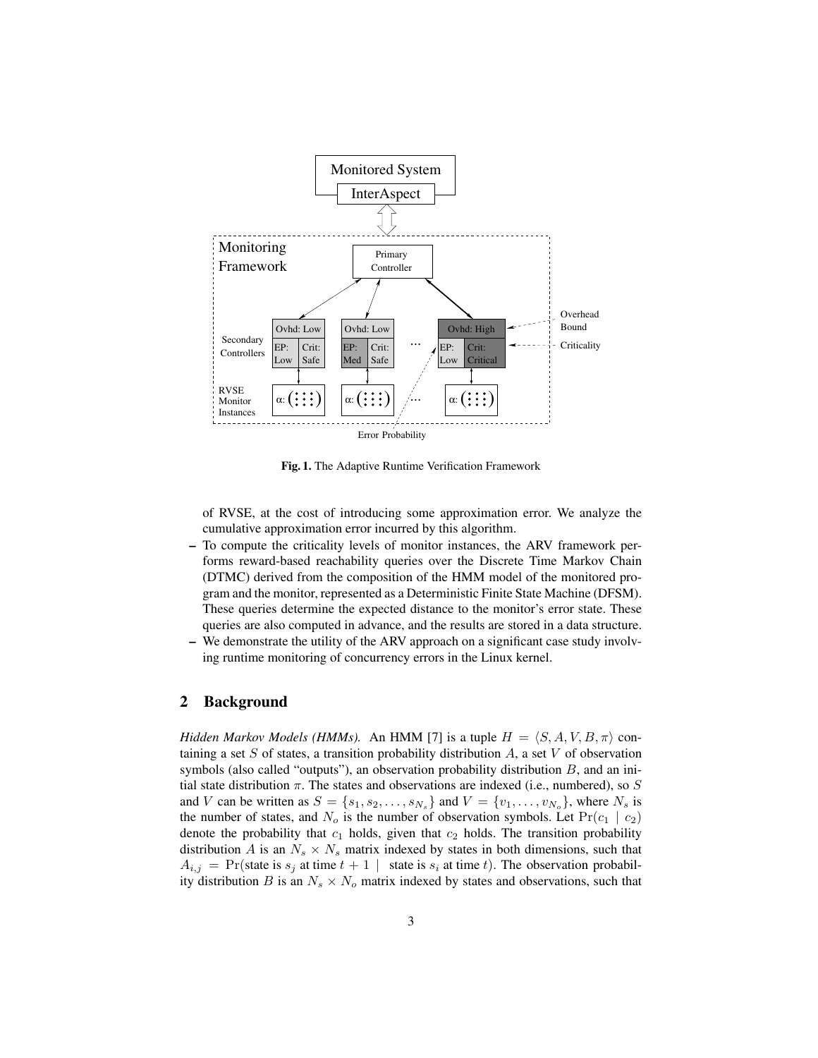Monitored System

InterAspect

Monitoring Framework

Primary Controller

Secondary Controllers

Ovhd: Low

EP: Low

Crit: Safe

Ovhd: Low

EP: Med

Crit: Safe

Ovhd: High

EP: Low

Crit: Critical

Overhead Bound

Criticality

RVSE Monitor Instances

Error Probability

**Fig. 1.** The Adaptive Runtime Verification Framework

of RVSE, at the cost of introducing some approximation error. We analyze the cumulative approximation error incurred by this algorithm.

- To compute the criticality levels of monitor instances, the ARV framework performs reward-based reachability queries over the Discrete Time Markov Chain (DTMC) derived from the composition of the HMM model of the monitored program and the monitor, represented as a Deterministic Finite State Machine (DFSM). These queries determine the expected distance to the monitor's error state. These queries are also computed in advance, and the results are stored in a data structure.
- We demonstrate the utility of the ARV approach on a significant case study involving runtime monitoring of concurrency errors in the Linux kernel.

## 2 Background

*Hidden Markov Models (HMMs).* An HMM [7] is a tuple $H = \langle S, A, V, B, \pi \rangle$ containing a set $S$ of states, a transition probability distribution $A$, a set $V$ of observation symbols (also called "outputs"), an observation probability distribution $B$, and an initial state distribution $\pi$. The states and observations are indexed (i.e., numbered), so $S$ and $V$ can be written as $S = \{s_1, s_2, \ldots, s_{N_s}\}$ and $V = \{v_1, \ldots, v_{N_o}\}$, where $N_s$ is the number of states, and $N_o$ is the number of observation symbols. Let $\Pr(c_1 \mid c_2)$ denote the probability that $c_1$ holds, given that $c_2$ holds. The transition probability distribution $A$ is an $N_s \times N_s$ matrix indexed by states in both dimensions, such that $A_{i,j} = \Pr(\text{state is } s_j \text{ at time } t+1 \mid \text{state is } s_i \text{ at time } t)$. The observation probability distribution $B$ is an $N_s \times N_o$ matrix indexed by states and observations, such that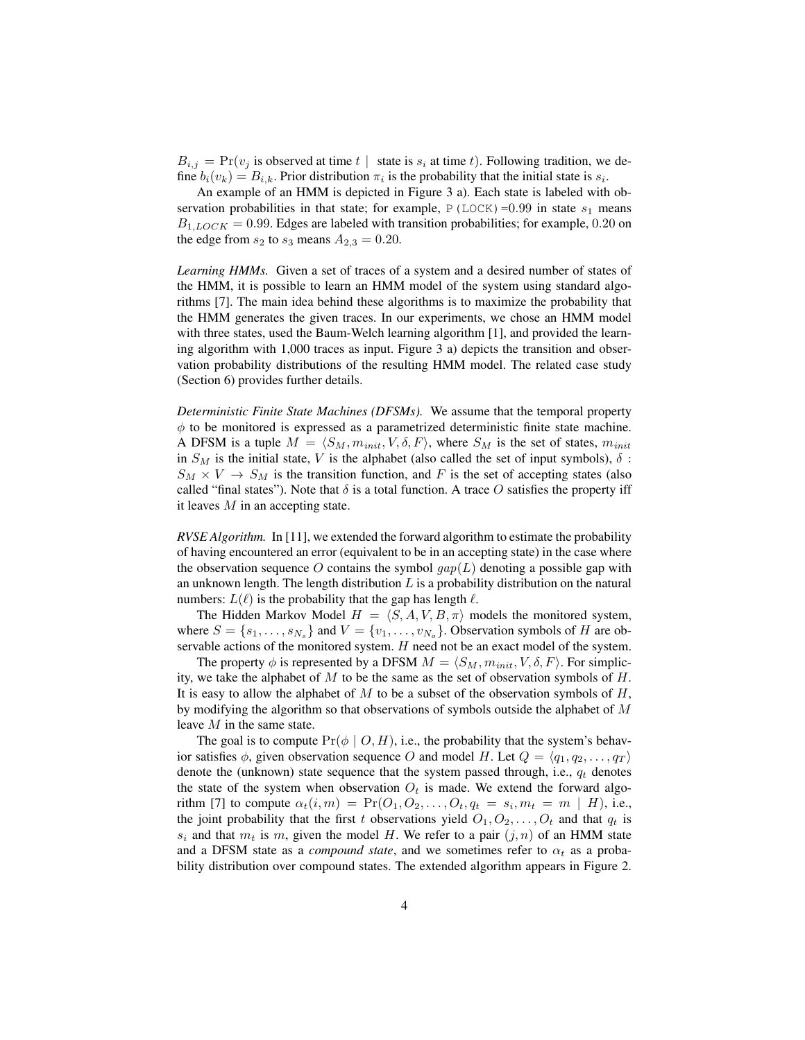$B_{i,j} = \Pr(v_j$ is observed at time $t \mid$ state is $s_i$ at time $t$). Following tradition, we define $b_i(v_k) = B_{i,k}$. Prior distribution $\pi_i$ is the probability that the initial state is $s_i$.

An example of an HMM is depicted in Figure 3 a). Each state is labeled with observation probabilities in that state; for example, `P(LOCK)=0.99` in state $s_1$ means $B_{1,LOCK} = 0.99$. Edges are labeled with transition probabilities; for example, $0.20$ on the edge from $s_2$ to $s_3$ means $A_{2,3} = 0.20$.

*Learning HMMs.* Given a set of traces of a system and a desired number of states of the HMM, it is possible to learn an HMM model of the system using standard algorithms [7]. The main idea behind these algorithms is to maximize the probability that the HMM generates the given traces. In our experiments, we chose an HMM model with three states, used the Baum-Welch learning algorithm [1], and provided the learning algorithm with 1,000 traces as input. Figure 3 a) depicts the transition and observation probability distributions of the resulting HMM model. The related case study (Section 6) provides further details.

*Deterministic Finite State Machines (DFSMs).* We assume that the temporal property $\phi$ to be monitored is expressed as a parametrized deterministic finite state machine. A DFSM is a tuple $M = \langle S_M, m_{init}, V, \delta, F\rangle$, where $S_M$ is the set of states, $m_{init}$ in $S_M$ is the initial state, $V$ is the alphabet (also called the set of input symbols), $\delta : S_M \times V \to S_M$ is the transition function, and $F$ is the set of accepting states (also called "final states"). Note that $\delta$ is a total function. A trace $O$ satisfies the property iff it leaves $M$ in an accepting state.

*RVSE Algorithm.* In [11], we extended the forward algorithm to estimate the probability of having encountered an error (equivalent to be in an accepting state) in the case where the observation sequence $O$ contains the symbol $gap(L)$ denoting a possible gap with an unknown length. The length distribution $L$ is a probability distribution on the natural numbers: $L(\ell)$ is the probability that the gap has length $\ell$.

The Hidden Markov Model $H = \langle S, A, V, B, \pi\rangle$ models the monitored system, where $S = \{s_1, \ldots, s_{N_s}\}$ and $V = \{v_1, \ldots, v_{N_o}\}$. Observation symbols of $H$ are observable actions of the monitored system. $H$ need not be an exact model of the system.

The property $\phi$ is represented by a DFSM $M = \langle S_M, m_{init}, V, \delta, F\rangle$. For simplicity, we take the alphabet of $M$ to be the same as the set of observation symbols of $H$. It is easy to allow the alphabet of $M$ to be a subset of the observation symbols of $H$, by modifying the algorithm so that observations of symbols outside the alphabet of $M$ leave $M$ in the same state.

The goal is to compute $\Pr(\phi \mid O, H)$, i.e., the probability that the system's behavior satisfies $\phi$, given observation sequence $O$ and model $H$. Let $Q = \langle q_1, q_2, \ldots, q_T\rangle$ denote the (unknown) state sequence that the system passed through, i.e., $q_t$ denotes the state of the system when observation $O_t$ is made. We extend the forward algorithm [7] to compute $\alpha_t(i, m) = \Pr(O_1, O_2, \ldots, O_t, q_t = s_i, m_t = m \mid H)$, i.e., the joint probability that the first $t$ observations yield $O_1, O_2, \ldots, O_t$ and that $q_t$ is $s_i$ and that $m_t$ is $m$, given the model $H$. We refer to a pair $(j, n)$ of an HMM state and a DFSM state as a *compound state*, and we sometimes refer to $\alpha_t$ as a probability distribution over compound states. The extended algorithm appears in Figure 2.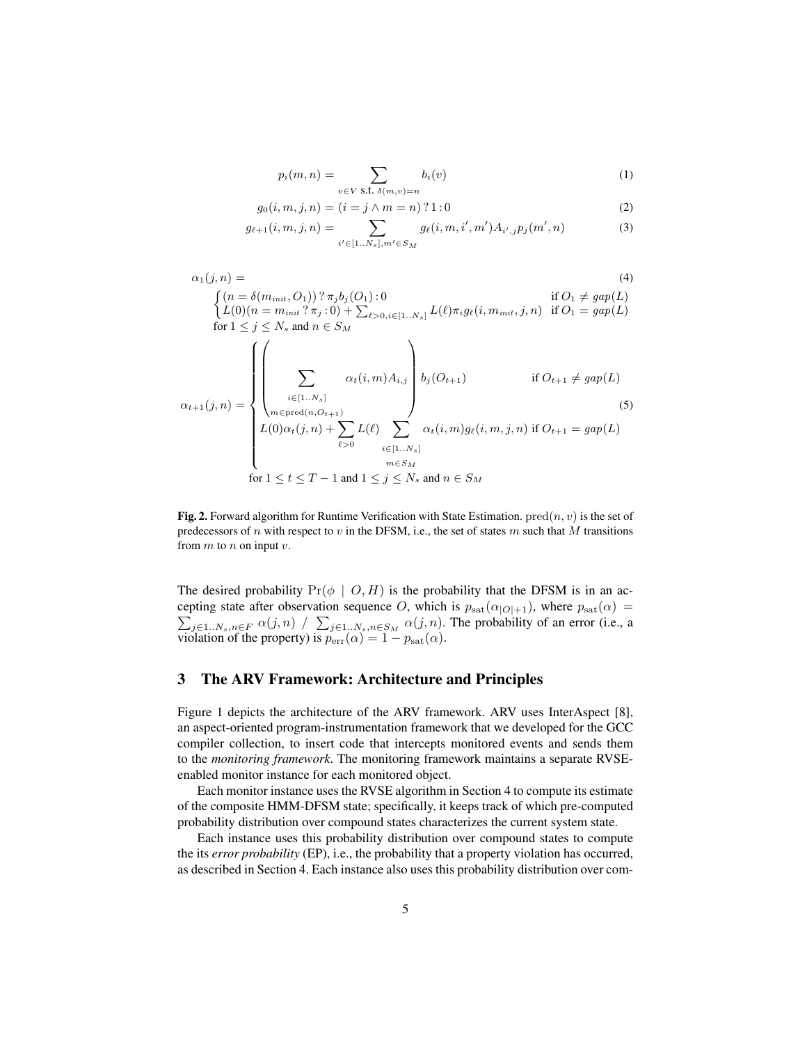$$p_i(m,n) = \sum_{v \in V \text{ s.t. } \delta(m,v)=n} b_i(v) \tag{1}$$

$$g_0(i,m,j,n) = (i = j \wedge m = n)\,?\,1 : 0 \tag{2}$$

$$g_{\ell+1}(i,m,j,n) = \sum_{i' \in [1..N_s], m' \in S_M} g_\ell(i,m,i',m') A_{i',j} p_j(m',n) \tag{3}$$

$$\alpha_1(j,n) = \tag{4}$$

$$\begin{cases} (n = \delta(m_{init}, O_1))\,?\,\pi_j b_j(O_1) : 0 & \text{if } O_1 \neq gap(L) \\ L(0)(n = m_{init}\,?\,\pi_j : 0) + \sum_{\ell>0, i \in [1..N_s]} L(\ell)\pi_i g_\ell(i, m_{init}, j, n) & \text{if } O_1 = gap(L) \end{cases}$$

for $1 \leq j \leq N_s$ and $n \in S_M$

$$\alpha_{t+1}(j,n) = \begin{cases} \left( \displaystyle\sum_{\substack{i \in [1..N_s] \\ m \in \text{pred}(n, O_{t+1})}} \alpha_t(i,m) A_{i,j} \right) b_j(O_{t+1}) & \text{if } O_{t+1} \neq gap(L) \\ L(0)\alpha_t(j,n) + \displaystyle\sum_{\ell>0} L(\ell) \sum_{\substack{i \in [1..N_s] \\ m \in S_M}} \alpha_t(i,m) g_\ell(i,m,j,n) & \text{if } O_{t+1} = gap(L) \end{cases} \tag{5}$$

for $1 \leq t \leq T-1$ and $1 \leq j \leq N_s$ and $n \in S_M$

**Fig. 2.** Forward algorithm for Runtime Verification with State Estimation. $\text{pred}(n,v)$ is the set of predecessors of $n$ with respect to $v$ in the DFSM, i.e., the set of states $m$ such that $M$ transitions from $m$ to $n$ on input $v$.

The desired probability $\Pr(\phi \mid O, H)$ is the probability that the DFSM is in an accepting state after observation sequence $O$, which is $p_{\text{sat}}(\alpha_{|O|+1})$, where $p_{\text{sat}}(\alpha) = \sum_{j \in 1..N_s, n \in F} \alpha(j,n) \ / \ \sum_{j \in 1..N_s, n \in S_M} \alpha(j,n)$. The probability of an error (i.e., a violation of the property) is $p_{\text{err}}(\alpha) = 1 - p_{\text{sat}}(\alpha)$.

## 3 The ARV Framework: Architecture and Principles

Figure 1 depicts the architecture of the ARV framework. ARV uses InterAspect [8], an aspect-oriented program-instrumentation framework that we developed for the GCC compiler collection, to insert code that intercepts monitored events and sends them to the *monitoring framework*. The monitoring framework maintains a separate RVSE-enabled monitor instance for each monitored object.

Each monitor instance uses the RVSE algorithm in Section 4 to compute its estimate of the composite HMM-DFSM state; specifically, it keeps track of which pre-computed probability distribution over compound states characterizes the current system state.

Each instance uses this probability distribution over compound states to compute the its *error probability* (EP), i.e., the probability that a property violation has occurred, as described in Section 4. Each instance also uses this probability distribution over com-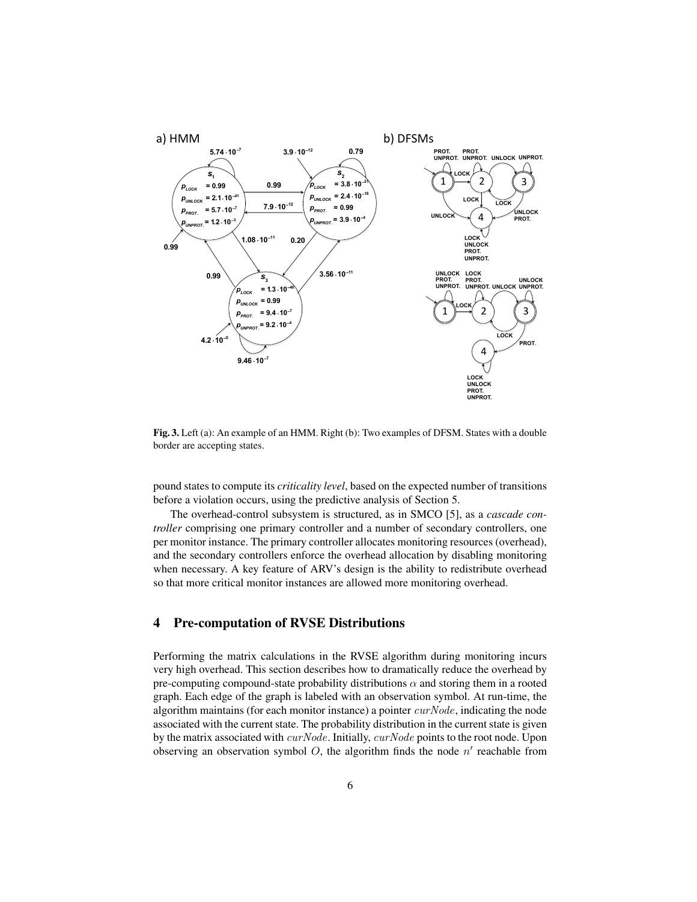a) HMM

$5.74 \cdot 10^{-7}$

$3.9 \cdot 10^{-12}$

0.79

$s_1$

$p_{LOCK}$ = 0.99

$p_{UNLOCK}$ = $2.1 \cdot 10^{-41}$

$p_{PROT.}$ = $5.7 \cdot 10^{-7}$

$p_{UNPROT.}$ = $1.2 \cdot 10^{-3}$

0.99

$7.9 \cdot 10^{-12}$

$s_2$

$p_{LOCK}$ = $3.8 \cdot 10^{-21}$

$p_{UNLOCK}$ = $2.4 \cdot 10^{-18}$

$p_{PROT.}$ = 0.99

$p_{UNPROT.}$ = $3.9 \cdot 10^{-4}$

0.99

$1.08 \cdot 10^{-11}$

0.20

0.99

$3.56 \cdot 10^{-11}$

$s_3$

$p_{LOCK}$ = $1.3 \cdot 10^{-40}$

$p_{UNLOCK}$ = 0.99

$p_{PROT.}$ = $9.4 \cdot 10^{-7}$

$p_{UNPROT.}$ = $9.2 \cdot 10^{-4}$

$4.2 \cdot 10^{-5}$

$9.46 \cdot 10^{-7}$

b) DFSMs

PROT. UNPROT. LOCK UNLOCK UNPROT. 1 2 3 4 LOCK UNLOCK LOCK UNLOCK PROT. LOCK UNLOCK PROT. UNPROT.

UNLOCK PROT. UNPROT. LOCK PROT. UNPROT. UNLOCK UNLOCK UNPROT. 1 LOCK 2 3 LOCK PROT. 4 LOCK UNLOCK PROT. UNPROT.

**Fig. 3.** Left (a): An example of an HMM. Right (b): Two examples of DFSM. States with a double border are accepting states.

pound states to compute its *criticality level*, based on the expected number of transitions before a violation occurs, using the predictive analysis of Section 5.

The overhead-control subsystem is structured, as in SMCO [5], as a *cascade controller* comprising one primary controller and a number of secondary controllers, one per monitor instance. The primary controller allocates monitoring resources (overhead), and the secondary controllers enforce the overhead allocation by disabling monitoring when necessary. A key feature of ARV's design is the ability to redistribute overhead so that more critical monitor instances are allowed more monitoring overhead.

## 4 Pre-computation of RVSE Distributions

Performing the matrix calculations in the RVSE algorithm during monitoring incurs very high overhead. This section describes how to dramatically reduce the overhead by pre-computing compound-state probability distributions $\alpha$ and storing them in a rooted graph. Each edge of the graph is labeled with an observation symbol. At run-time, the algorithm maintains (for each monitor instance) a pointer $curNode$, indicating the node associated with the current state. The probability distribution in the current state is given by the matrix associated with $curNode$. Initially, $curNode$ points to the root node. Upon observing an observation symbol $O$, the algorithm finds the node $n'$ reachable from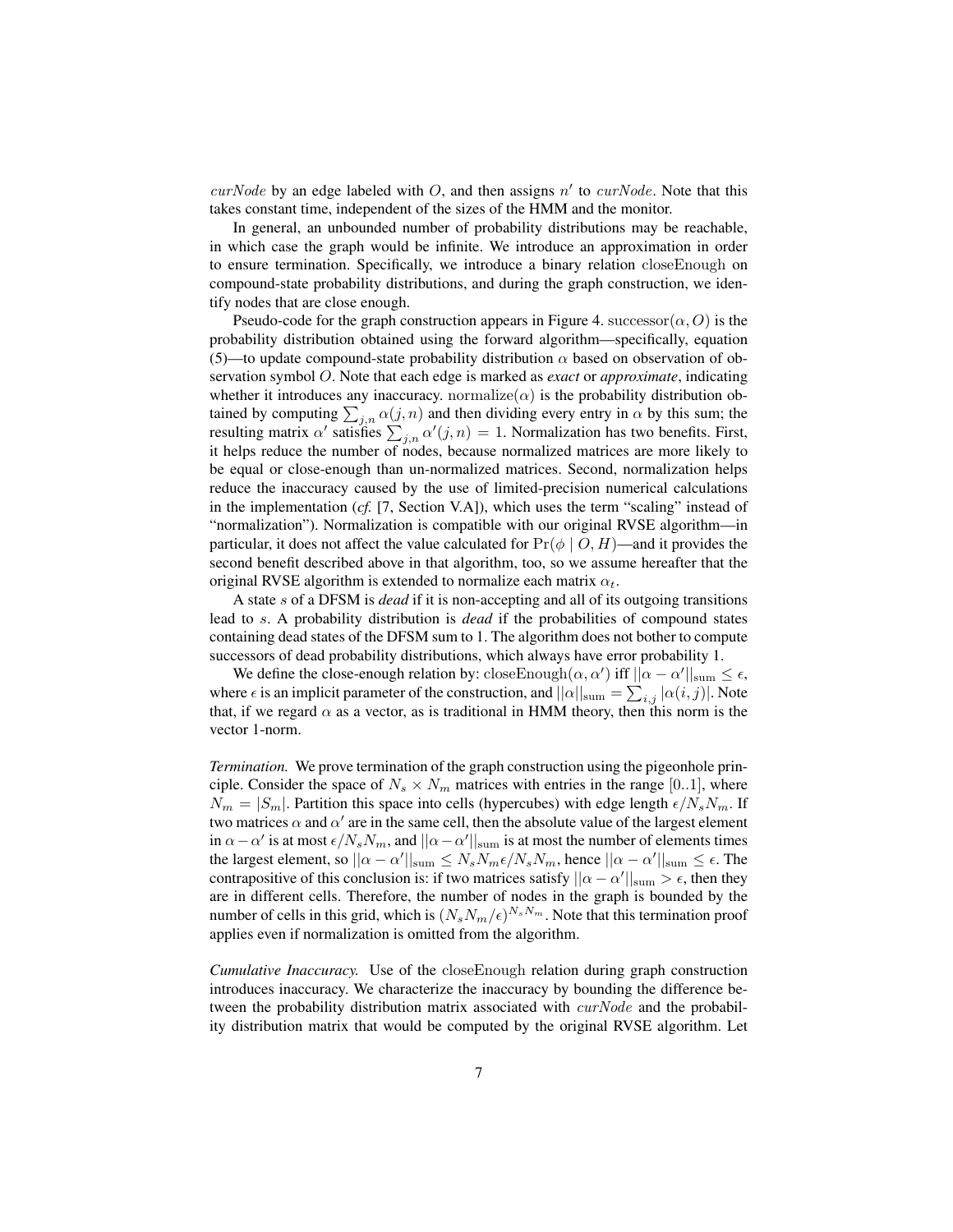$curNode$ by an edge labeled with $O$, and then assigns $n'$ to $curNode$. Note that this takes constant time, independent of the sizes of the HMM and the monitor.

In general, an unbounded number of probability distributions may be reachable, in which case the graph would be infinite. We introduce an approximation in order to ensure termination. Specifically, we introduce a binary relation $\mathrm{closeEnough}$ on compound-state probability distributions, and during the graph construction, we identify nodes that are close enough.

Pseudo-code for the graph construction appears in Figure 4. $\mathrm{successor}(\alpha, O)$ is the probability distribution obtained using the forward algorithm—specifically, equation (5)—to update compound-state probability distribution $\alpha$ based on observation of observation symbol $O$. Note that each edge is marked as *exact* or *approximate*, indicating whether it introduces any inaccuracy. $\mathrm{normalize}(\alpha)$ is the probability distribution obtained by computing $\sum_{j,n} \alpha(j,n)$ and then dividing every entry in $\alpha$ by this sum; the resulting matrix $\alpha'$ satisfies $\sum_{j,n} \alpha'(j,n) = 1$. Normalization has two benefits. First, it helps reduce the number of nodes, because normalized matrices are more likely to be equal or close-enough than un-normalized matrices. Second, normalization helps reduce the inaccuracy caused by the use of limited-precision numerical calculations in the implementation (*cf.* [7, Section V.A]), which uses the term "scaling" instead of "normalization"). Normalization is compatible with our original RVSE algorithm—in particular, it does not affect the value calculated for $\Pr(\phi \mid O, H)$—and it provides the second benefit described above in that algorithm, too, so we assume hereafter that the original RVSE algorithm is extended to normalize each matrix $\alpha_t$.

A state $s$ of a DFSM is *dead* if it is non-accepting and all of its outgoing transitions lead to $s$. A probability distribution is *dead* if the probabilities of compound states containing dead states of the DFSM sum to 1. The algorithm does not bother to compute successors of dead probability distributions, which always have error probability 1.

We define the close-enough relation by: $\mathrm{closeEnough}(\alpha, \alpha')$ iff $||\alpha - \alpha'||_{\mathrm{sum}} \leq \epsilon$, where $\epsilon$ is an implicit parameter of the construction, and $||\alpha||_{\mathrm{sum}} = \sum_{i,j} |\alpha(i,j)|$. Note that, if we regard $\alpha$ as a vector, as is traditional in HMM theory, then this norm is the vector 1-norm.

*Termination.* We prove termination of the graph construction using the pigeonhole principle. Consider the space of $N_s \times N_m$ matrices with entries in the range $[0..1]$, where $N_m = |S_m|$. Partition this space into cells (hypercubes) with edge length $\epsilon/N_s N_m$. If two matrices $\alpha$ and $\alpha'$ are in the same cell, then the absolute value of the largest element in $\alpha - \alpha'$ is at most $\epsilon/N_s N_m$, and $||\alpha - \alpha'||_{\mathrm{sum}}$ is at most the number of elements times the largest element, so $||\alpha - \alpha'||_{\mathrm{sum}} \leq N_s N_m \epsilon / N_s N_m$, hence $||\alpha - \alpha'||_{\mathrm{sum}} \leq \epsilon$. The contrapositive of this conclusion is: if two matrices satisfy $||\alpha - \alpha'||_{\mathrm{sum}} > \epsilon$, then they are in different cells. Therefore, the number of nodes in the graph is bounded by the number of cells in this grid, which is $(N_s N_m/\epsilon)^{N_s N_m}$. Note that this termination proof applies even if normalization is omitted from the algorithm.

*Cumulative Inaccuracy.* Use of the $\mathrm{closeEnough}$ relation during graph construction introduces inaccuracy. We characterize the inaccuracy by bounding the difference between the probability distribution matrix associated with $curNode$ and the probability distribution matrix that would be computed by the original RVSE algorithm. Let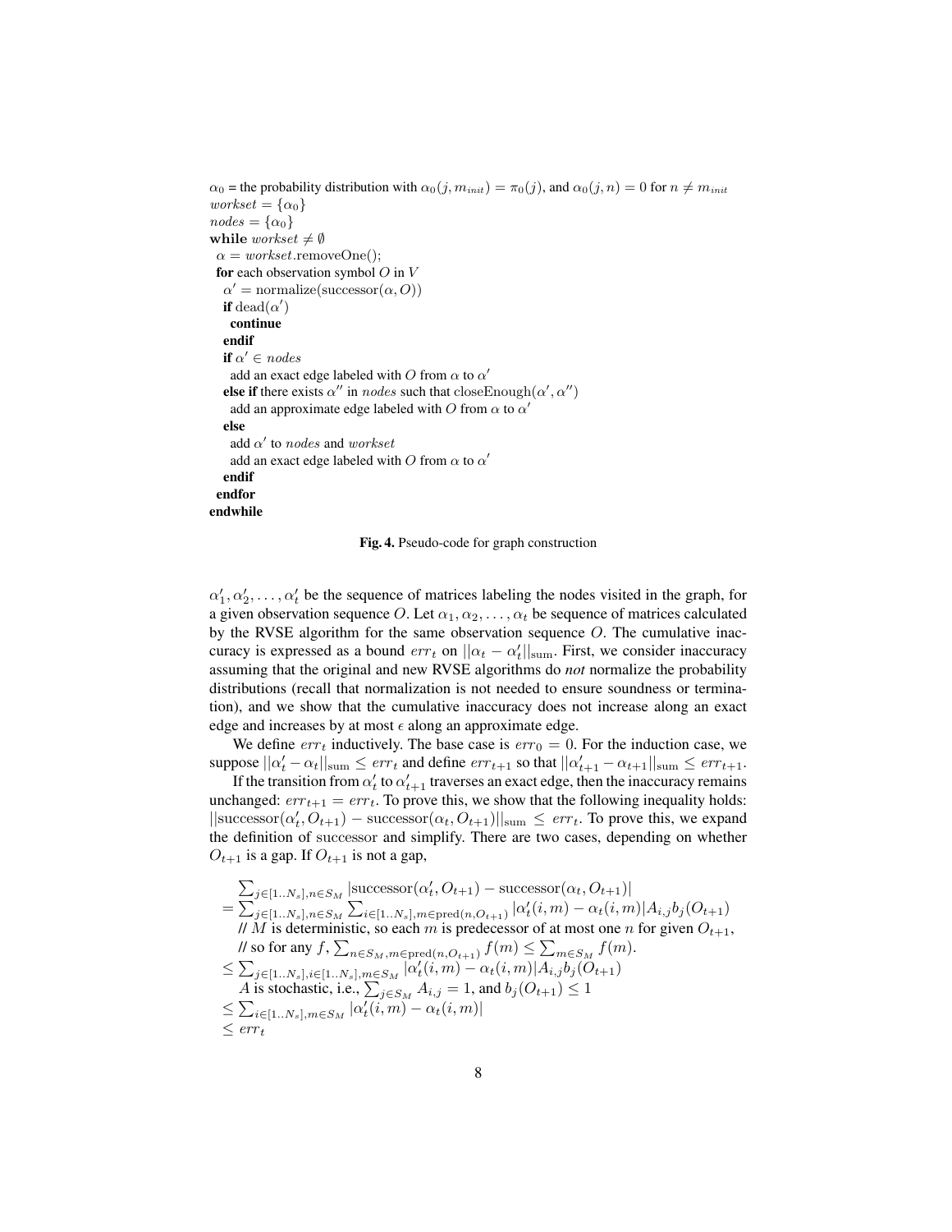```
α_0 = the probability distribution with α_0(j, m_init) = π_0(j), and α_0(j, n) = 0 for n ≠ m_init
workset = {α_0}
nodes = {α_0}
while workset ≠ ∅
  α = workset.removeOne();
  for each observation symbol O in V
    α' = normalize(successor(α, O))
    if dead(α')
      continue
    endif
    if α' ∈ nodes
      add an exact edge labeled with O from α to α'
    else if there exists α'' in nodes such that closeEnough(α', α'')
      add an approximate edge labeled with O from α to α'
    else
      add α' to nodes and workset
      add an exact edge labeled with O from α to α'
    endif
  endfor
endwhile
```

**Fig. 4.** Pseudo-code for graph construction

$\alpha'_1, \alpha'_2, \ldots, \alpha'_t$ be the sequence of matrices labeling the nodes visited in the graph, for a given observation sequence $O$. Let $\alpha_1, \alpha_2, \ldots, \alpha_t$ be sequence of matrices calculated by the RVSE algorithm for the same observation sequence $O$. The cumulative inaccuracy is expressed as a bound $err_t$ on $||\alpha_t - \alpha'_t||_{\text{sum}}$. First, we consider inaccuracy assuming that the original and new RVSE algorithms do *not* normalize the probability distributions (recall that normalization is not needed to ensure soundness or termination), and we show that the cumulative inaccuracy does not increase along an exact edge and increases by at most $\epsilon$ along an approximate edge.

We define $err_t$ inductively. The base case is $err_0 = 0$. For the induction case, we suppose $||\alpha'_t - \alpha_t||_{\text{sum}} \le err_t$ and define $err_{t+1}$ so that $||\alpha'_{t+1} - \alpha_{t+1}||_{\text{sum}} \le err_{t+1}$.

If the transition from $\alpha'_t$ to $\alpha'_{t+1}$ traverses an exact edge, then the inaccuracy remains unchanged: $err_{t+1} = err_t$. To prove this, we show that the following inequality holds: $||\text{successor}(\alpha'_t, O_{t+1}) - \text{successor}(\alpha_t, O_{t+1})||_{\text{sum}} \le err_t$. To prove this, we expand the definition of successor and simplify. There are two cases, depending on whether $O_{t+1}$ is a gap. If $O_{t+1}$ is not a gap,

$$
\begin{aligned}
&\sum_{j\in[1..N_s],n\in S_M} |\text{successor}(\alpha'_t, O_{t+1}) - \text{successor}(\alpha_t, O_{t+1})| \\
&= \sum_{j\in[1..N_s],n\in S_M} \sum_{i\in[1..N_s],m\in\text{pred}(n,O_{t+1})} |\alpha'_t(i,m) - \alpha_t(i,m)| A_{i,j} b_j(O_{t+1}) \\
&\quad \text{// } M \text{ is deterministic, so each } m \text{ is predecessor of at most one } n \text{ for given } O_{t+1}, \\
&\quad \text{// so for any } f, \textstyle\sum_{n\in S_M,m\in\text{pred}(n,O_{t+1})} f(m) \le \sum_{m\in S_M} f(m). \\
&\le \sum_{j\in[1..N_s],i\in[1..N_s],m\in S_M} |\alpha'_t(i,m) - \alpha_t(i,m)| A_{i,j} b_j(O_{t+1}) \\
&\quad A \text{ is stochastic, i.e., } \textstyle\sum_{j\in S_M} A_{i,j} = 1, \text{ and } b_j(O_{t+1}) \le 1 \\
&\le \sum_{i\in[1..N_s],m\in S_M} |\alpha'_t(i,m) - \alpha_t(i,m)| \\
&\le err_t
\end{aligned}
$$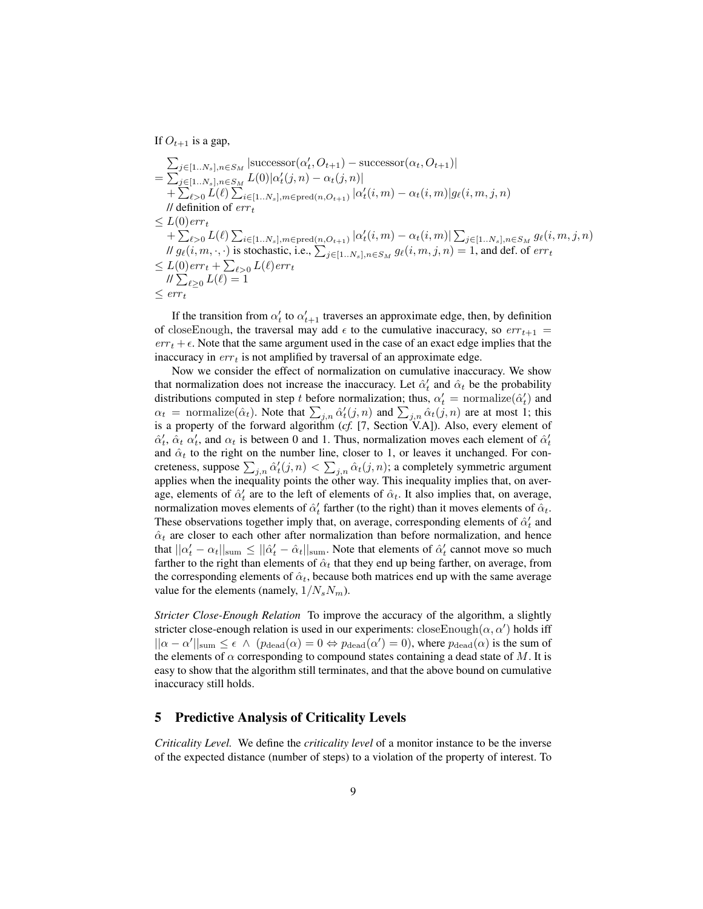If $O_{t+1}$ is a gap,

$$
\begin{aligned}
&\sum_{j\in[1..N_s],n\in S_M} |\text{successor}(\alpha'_t, O_{t+1}) - \text{successor}(\alpha_t, O_{t+1})| \\
&= \sum_{j\in[1..N_s],n\in S_M} L(0)|\alpha'_t(j,n) - \alpha_t(j,n)| \\
&\quad + \sum_{\ell>0} L(\ell) \sum_{i\in[1..N_s],m\in\text{pred}(n,O_{t+1})} |\alpha'_t(i,m) - \alpha_t(i,m)| g_\ell(i,m,j,n) \\
&\quad \text{// definition of } err_t \\
&\leq L(0) err_t \\
&\quad + \sum_{\ell>0} L(\ell) \sum_{i\in[1..N_s],m\in\text{pred}(n,O_{t+1})} |\alpha'_t(i,m) - \alpha_t(i,m)| \sum_{j\in[1..N_s],n\in S_M} g_\ell(i,m,j,n) \\
&\quad \text{// } g_\ell(i,m,\cdot,\cdot) \text{ is stochastic, i.e., } \textstyle\sum_{j\in[1..N_s],n\in S_M} g_\ell(i,m,j,n) = 1\text{, and def. of } err_t \\
&\leq L(0) err_t + \sum_{\ell>0} L(\ell) err_t \\
&\quad \text{// } \textstyle\sum_{\ell\geq 0} L(\ell) = 1 \\
&\leq err_t
\end{aligned}
$$

If the transition from $\alpha'_t$ to $\alpha'_{t+1}$ traverses an approximate edge, then, by definition of closeEnough, the traversal may add $\epsilon$ to the cumulative inaccuracy, so $err_{t+1} = err_t + \epsilon$. Note that the same argument used in the case of an exact edge implies that the inaccuracy in $err_t$ is not amplified by traversal of an approximate edge.

Now we consider the effect of normalization on cumulative inaccuracy. We show that normalization does not increase the inaccuracy. Let $\hat{\alpha}'_t$ and $\hat{\alpha}_t$ be the probability distributions computed in step $t$ before normalization; thus, $\alpha'_t = \text{normalize}(\hat{\alpha}'_t)$ and $\alpha_t = \text{normalize}(\hat{\alpha}_t)$. Note that $\sum_{j,n} \hat{\alpha}'_t(j,n)$ and $\sum_{j,n} \hat{\alpha}_t(j,n)$ are at most 1; this is a property of the forward algorithm (*cf.* [7, Section V.A]). Also, every element of $\hat{\alpha}'_t$, $\hat{\alpha}_t$ $\alpha'_t$, and $\alpha_t$ is between 0 and 1. Thus, normalization moves each element of $\hat{\alpha}'_t$ and $\hat{\alpha}_t$ to the right on the number line, closer to 1, or leaves it unchanged. For concreteness, suppose $\sum_{j,n} \hat{\alpha}'_t(j,n) < \sum_{j,n} \hat{\alpha}_t(j,n)$; a completely symmetric argument applies when the inequality points the other way. This inequality implies that, on average, elements of $\hat{\alpha}'_t$ are to the left of elements of $\hat{\alpha}_t$. It also implies that, on average, normalization moves elements of $\hat{\alpha}'_t$ farther (to the right) than it moves elements of $\hat{\alpha}_t$. These observations together imply that, on average, corresponding elements of $\hat{\alpha}'_t$ and $\hat{\alpha}_t$ are closer to each other after normalization than before normalization, and hence that $||\alpha'_t - \alpha_t||_{\text{sum}} \leq ||\hat{\alpha}'_t - \hat{\alpha}_t||_{\text{sum}}$. Note that elements of $\hat{\alpha}'_t$ cannot move so much farther to the right than elements of $\hat{\alpha}_t$ that they end up being farther, on average, from the corresponding elements of $\hat{\alpha}_t$, because both matrices end up with the same average value for the elements (namely, $1/N_s N_m$).

*Stricter Close-Enough Relation* To improve the accuracy of the algorithm, a slightly stricter close-enough relation is used in our experiments: $\text{closeEnough}(\alpha, \alpha')$ holds iff $||\alpha - \alpha'||_{\text{sum}} \leq \epsilon \wedge (p_{\text{dead}}(\alpha) = 0 \Leftrightarrow p_{\text{dead}}(\alpha') = 0)$, where $p_{\text{dead}}(\alpha)$ is the sum of the elements of $\alpha$ corresponding to compound states containing a dead state of $M$. It is easy to show that the algorithm still terminates, and that the above bound on cumulative inaccuracy still holds.

## 5 Predictive Analysis of Criticality Levels

*Criticality Level.* We define the *criticality level* of a monitor instance to be the inverse of the expected distance (number of steps) to a violation of the property of interest. To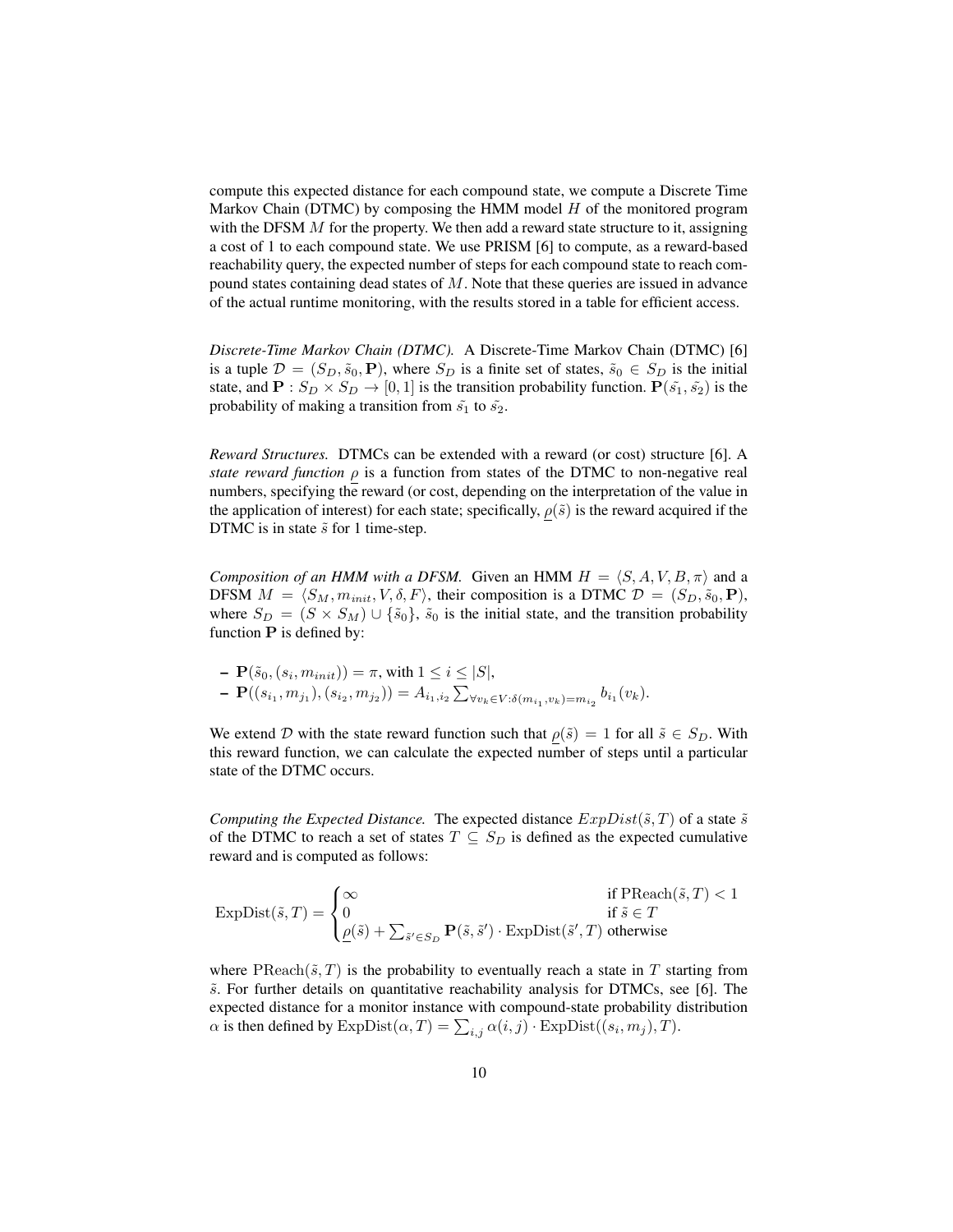compute this expected distance for each compound state, we compute a Discrete Time Markov Chain (DTMC) by composing the HMM model $H$ of the monitored program with the DFSM $M$ for the property. We then add a reward state structure to it, assigning a cost of 1 to each compound state. We use PRISM [6] to compute, as a reward-based reachability query, the expected number of steps for each compound state to reach compound states containing dead states of $M$. Note that these queries are issued in advance of the actual runtime monitoring, with the results stored in a table for efficient access.

*Discrete-Time Markov Chain (DTMC).* A Discrete-Time Markov Chain (DTMC) [6] is a tuple $\mathcal{D} = (S_D, \tilde{s}_0, \mathbf{P})$, where $S_D$ is a finite set of states, $\tilde{s}_0 \in S_D$ is the initial state, and $\mathbf{P} : S_D \times S_D \to [0, 1]$ is the transition probability function. $\mathbf{P}(\tilde{s_1}, \tilde{s_2})$ is the probability of making a transition from $\tilde{s_1}$ to $\tilde{s_2}$.

*Reward Structures.* DTMCs can be extended with a reward (or cost) structure [6]. A *state reward function* $\underline{\rho}$ is a function from states of the DTMC to non-negative real numbers, specifying the reward (or cost, depending on the interpretation of the value in the application of interest) for each state; specifically, $\underline{\rho}(\tilde{s})$ is the reward acquired if the DTMC is in state $\tilde{s}$ for 1 time-step.

*Composition of an HMM with a DFSM.* Given an HMM $H = \langle S, A, V, B, \pi \rangle$ and a DFSM $M = \langle S_M, m_{init}, V, \delta, F \rangle$, their composition is a DTMC $\mathcal{D} = (S_D, \tilde{s}_0, \mathbf{P})$, where $S_D = (S \times S_M) \cup \{\tilde{s}_0\}$, $\tilde{s}_0$ is the initial state, and the transition probability function $\mathbf{P}$ is defined by:

- $\mathbf{P}(\tilde{s}_0, (s_i, m_{init})) = \pi$, with $1 \le i \le |S|$,
- $\mathbf{P}((s_{i_1}, m_{j_1}), (s_{i_2}, m_{j_2})) = A_{i_1, i_2} \sum_{\forall v_k \in V : \delta(m_{i_1}, v_k) = m_{i_2}} b_{i_1}(v_k)$.

We extend $\mathcal{D}$ with the state reward function such that $\underline{\rho}(\tilde{s}) = 1$ for all $\tilde{s} \in S_D$. With this reward function, we can calculate the expected number of steps until a particular state of the DTMC occurs.

*Computing the Expected Distance.* The expected distance $ExpDist(\tilde{s}, T)$ of a state $\tilde{s}$ of the DTMC to reach a set of states $T \subseteq S_D$ is defined as the expected cumulative reward and is computed as follows:

$$\mathrm{ExpDist}(\tilde{s}, T) = \begin{cases} \infty & \text{if } \mathrm{PReach}(\tilde{s}, T) < 1 \\ 0 & \text{if } \tilde{s} \in T \\ \underline{\rho}(\tilde{s}) + \sum_{\tilde{s}' \in S_D} \mathbf{P}(\tilde{s}, \tilde{s}') \cdot \mathrm{ExpDist}(\tilde{s}', T) & \text{otherwise} \end{cases}$$

where $\mathrm{PReach}(\tilde{s}, T)$ is the probability to eventually reach a state in $T$ starting from $\tilde{s}$. For further details on quantitative reachability analysis for DTMCs, see [6]. The expected distance for a monitor instance with compound-state probability distribution $\alpha$ is then defined by $\mathrm{ExpDist}(\alpha, T) = \sum_{i,j} \alpha(i, j) \cdot \mathrm{ExpDist}((s_i, m_j), T)$.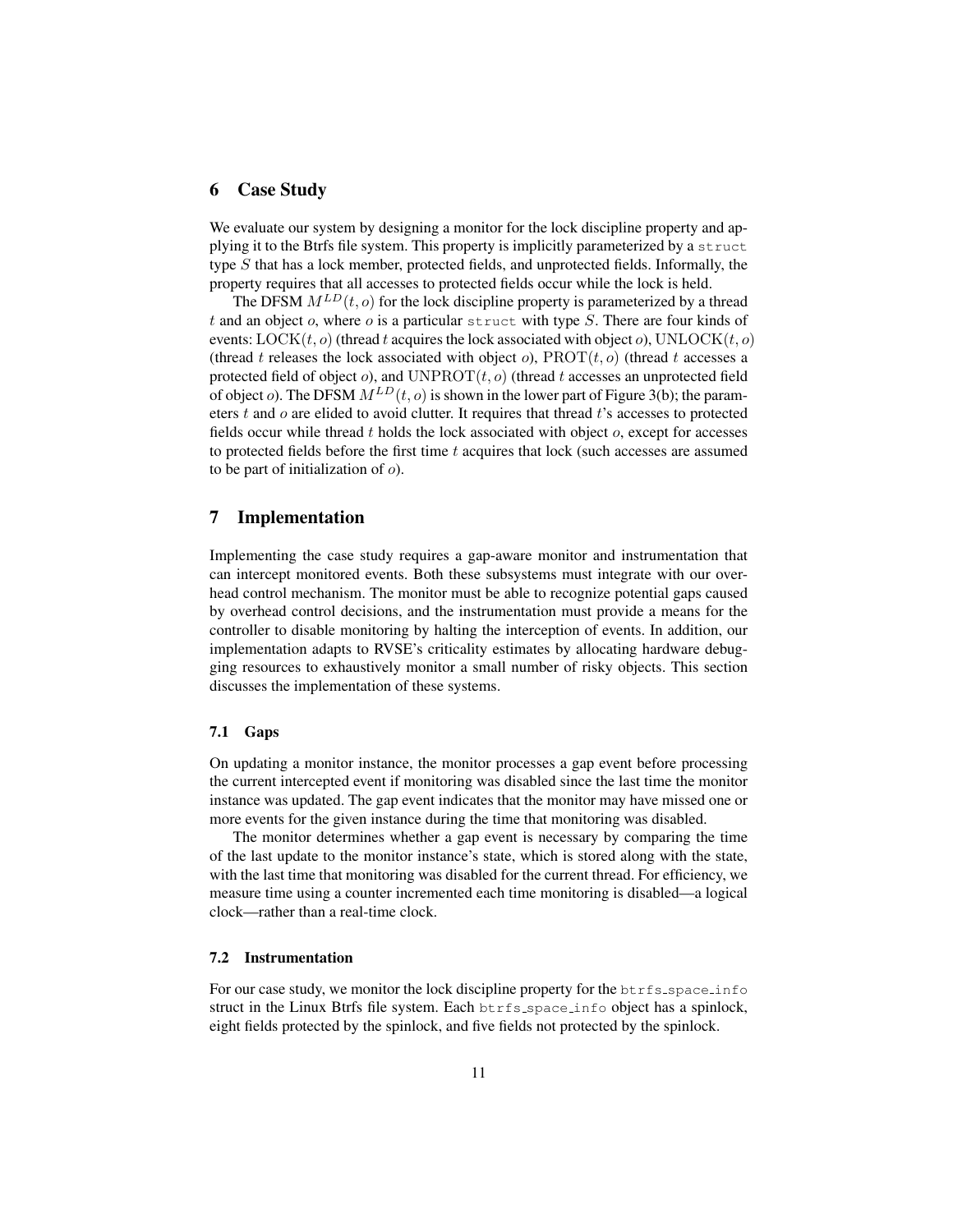## 6 Case Study

We evaluate our system by designing a monitor for the lock discipline property and applying it to the Btrfs file system. This property is implicitly parameterized by a `struct` type $S$ that has a lock member, protected fields, and unprotected fields. Informally, the property requires that all accesses to protected fields occur while the lock is held.

The DFSM $M^{LD}(t, o)$ for the lock discipline property is parameterized by a thread $t$ and an object $o$, where $o$ is a particular `struct` with type $S$. There are four kinds of events: $\text{LOCK}(t, o)$ (thread $t$ acquires the lock associated with object $o$), $\text{UNLOCK}(t, o)$ (thread $t$ releases the lock associated with object $o$), $\text{PROT}(t, o)$ (thread $t$ accesses a protected field of object $o$), and $\text{UNPROT}(t, o)$ (thread $t$ accesses an unprotected field of object $o$). The DFSM $M^{LD}(t, o)$ is shown in the lower part of Figure 3(b); the parameters $t$ and $o$ are elided to avoid clutter. It requires that thread $t$'s accesses to protected fields occur while thread $t$ holds the lock associated with object $o$, except for accesses to protected fields before the first time $t$ acquires that lock (such accesses are assumed to be part of initialization of $o$).

## 7 Implementation

Implementing the case study requires a gap-aware monitor and instrumentation that can intercept monitored events. Both these subsystems must integrate with our overhead control mechanism. The monitor must be able to recognize potential gaps caused by overhead control decisions, and the instrumentation must provide a means for the controller to disable monitoring by halting the interception of events. In addition, our implementation adapts to RVSE's criticality estimates by allocating hardware debugging resources to exhaustively monitor a small number of risky objects. This section discusses the implementation of these systems.

### 7.1 Gaps

On updating a monitor instance, the monitor processes a gap event before processing the current intercepted event if monitoring was disabled since the last time the monitor instance was updated. The gap event indicates that the monitor may have missed one or more events for the given instance during the time that monitoring was disabled.

The monitor determines whether a gap event is necessary by comparing the time of the last update to the monitor instance's state, which is stored along with the state, with the last time that monitoring was disabled for the current thread. For efficiency, we measure time using a counter incremented each time monitoring is disabled—a logical clock—rather than a real-time clock.

### 7.2 Instrumentation

For our case study, we monitor the lock discipline property for the `btrfs_space_info` struct in the Linux Btrfs file system. Each `btrfs_space_info` object has a spinlock, eight fields protected by the spinlock, and five fields not protected by the spinlock.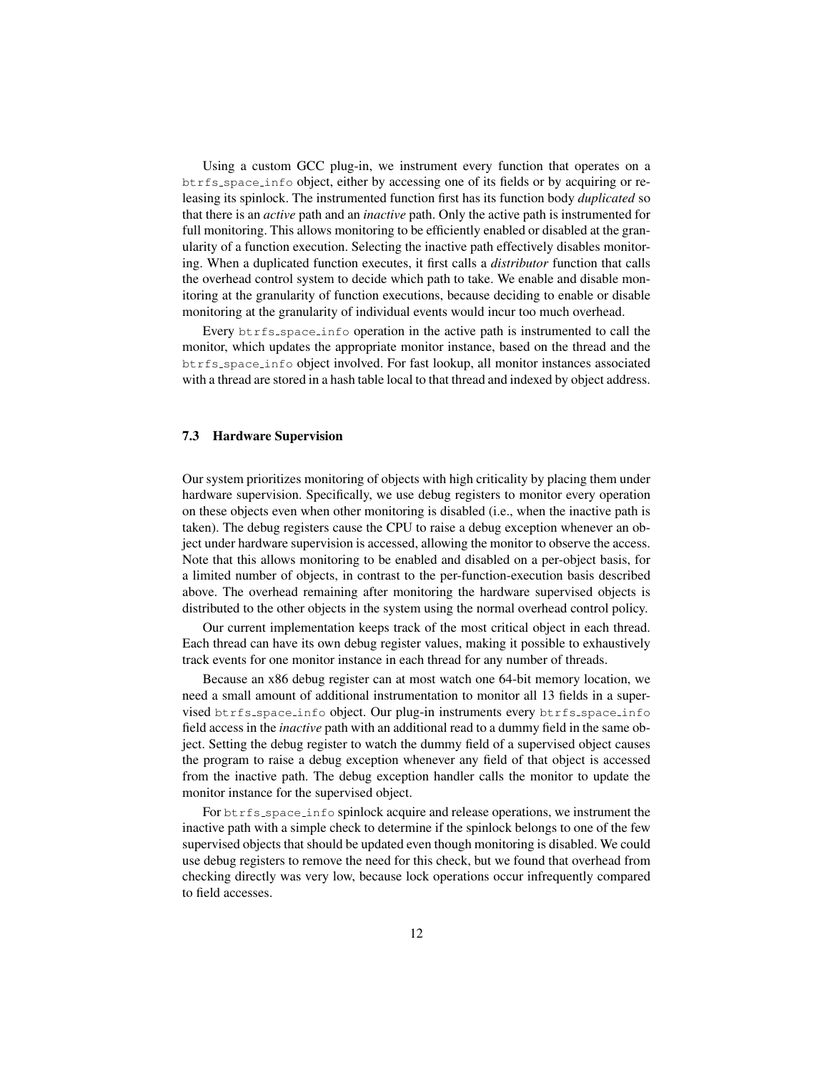Using a custom GCC plug-in, we instrument every function that operates on a `btrfs_space_info` object, either by accessing one of its fields or by acquiring or releasing its spinlock. The instrumented function first has its function body *duplicated* so that there is an *active* path and an *inactive* path. Only the active path is instrumented for full monitoring. This allows monitoring to be efficiently enabled or disabled at the granularity of a function execution. Selecting the inactive path effectively disables monitoring. When a duplicated function executes, it first calls a *distributor* function that calls the overhead control system to decide which path to take. We enable and disable monitoring at the granularity of function executions, because deciding to enable or disable monitoring at the granularity of individual events would incur too much overhead.

Every `btrfs_space_info` operation in the active path is instrumented to call the monitor, which updates the appropriate monitor instance, based on the thread and the `btrfs_space_info` object involved. For fast lookup, all monitor instances associated with a thread are stored in a hash table local to that thread and indexed by object address.

### 7.3 Hardware Supervision

Our system prioritizes monitoring of objects with high criticality by placing them under hardware supervision. Specifically, we use debug registers to monitor every operation on these objects even when other monitoring is disabled (i.e., when the inactive path is taken). The debug registers cause the CPU to raise a debug exception whenever an object under hardware supervision is accessed, allowing the monitor to observe the access. Note that this allows monitoring to be enabled and disabled on a per-object basis, for a limited number of objects, in contrast to the per-function-execution basis described above. The overhead remaining after monitoring the hardware supervised objects is distributed to the other objects in the system using the normal overhead control policy.

Our current implementation keeps track of the most critical object in each thread. Each thread can have its own debug register values, making it possible to exhaustively track events for one monitor instance in each thread for any number of threads.

Because an x86 debug register can at most watch one 64-bit memory location, we need a small amount of additional instrumentation to monitor all 13 fields in a supervised `btrfs_space_info` object. Our plug-in instruments every `btrfs_space_info` field access in the *inactive* path with an additional read to a dummy field in the same object. Setting the debug register to watch the dummy field of a supervised object causes the program to raise a debug exception whenever any field of that object is accessed from the inactive path. The debug exception handler calls the monitor to update the monitor instance for the supervised object.

For `btrfs_space_info` spinlock acquire and release operations, we instrument the inactive path with a simple check to determine if the spinlock belongs to one of the few supervised objects that should be updated even though monitoring is disabled. We could use debug registers to remove the need for this check, but we found that overhead from checking directly was very low, because lock operations occur infrequently compared to field accesses.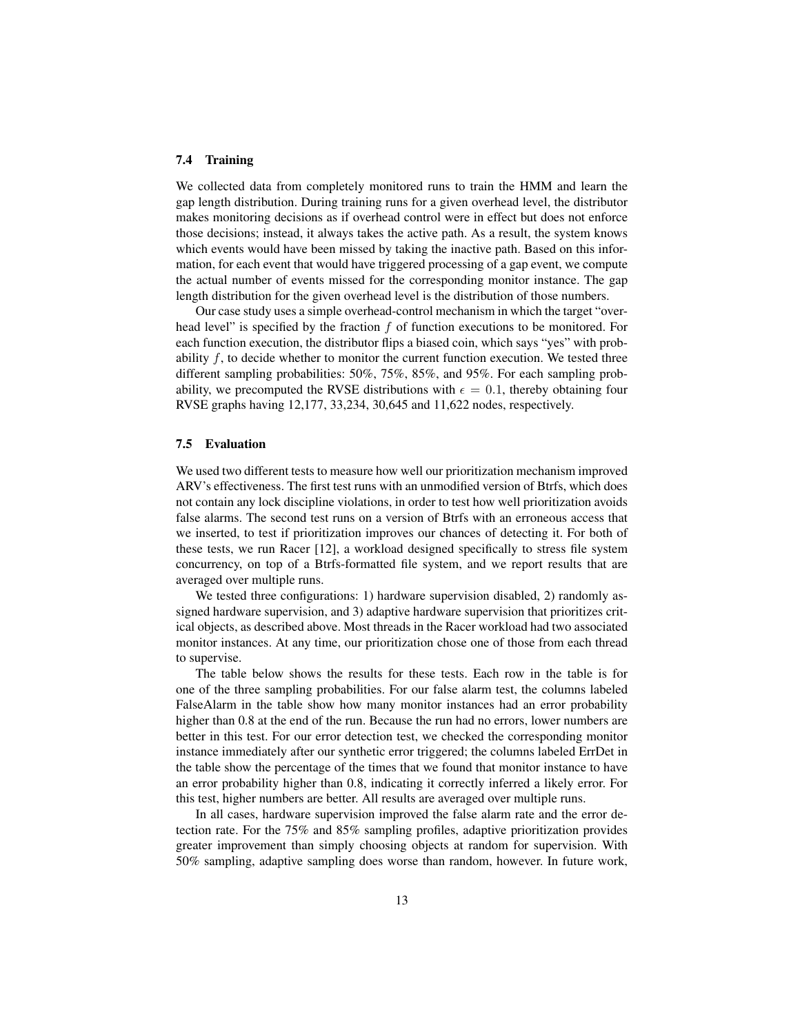### 7.4 Training

We collected data from completely monitored runs to train the HMM and learn the gap length distribution. During training runs for a given overhead level, the distributor makes monitoring decisions as if overhead control were in effect but does not enforce those decisions; instead, it always takes the active path. As a result, the system knows which events would have been missed by taking the inactive path. Based on this information, for each event that would have triggered processing of a gap event, we compute the actual number of events missed for the corresponding monitor instance. The gap length distribution for the given overhead level is the distribution of those numbers.

Our case study uses a simple overhead-control mechanism in which the target "overhead level" is specified by the fraction $f$ of function executions to be monitored. For each function execution, the distributor flips a biased coin, which says "yes" with probability $f$, to decide whether to monitor the current function execution. We tested three different sampling probabilities: 50%, 75%, 85%, and 95%. For each sampling probability, we precomputed the RVSE distributions with $\epsilon = 0.1$, thereby obtaining four RVSE graphs having 12,177, 33,234, 30,645 and 11,622 nodes, respectively.

### 7.5 Evaluation

We used two different tests to measure how well our prioritization mechanism improved ARV's effectiveness. The first test runs with an unmodified version of Btrfs, which does not contain any lock discipline violations, in order to test how well prioritization avoids false alarms. The second test runs on a version of Btrfs with an erroneous access that we inserted, to test if prioritization improves our chances of detecting it. For both of these tests, we run Racer [12], a workload designed specifically to stress file system concurrency, on top of a Btrfs-formatted file system, and we report results that are averaged over multiple runs.

We tested three configurations: 1) hardware supervision disabled, 2) randomly assigned hardware supervision, and 3) adaptive hardware supervision that prioritizes critical objects, as described above. Most threads in the Racer workload had two associated monitor instances. At any time, our prioritization chose one of those from each thread to supervise.

The table below shows the results for these tests. Each row in the table is for one of the three sampling probabilities. For our false alarm test, the columns labeled FalseAlarm in the table show how many monitor instances had an error probability higher than 0.8 at the end of the run. Because the run had no errors, lower numbers are better in this test. For our error detection test, we checked the corresponding monitor instance immediately after our synthetic error triggered; the columns labeled ErrDet in the table show the percentage of the times that we found that monitor instance to have an error probability higher than 0.8, indicating it correctly inferred a likely error. For this test, higher numbers are better. All results are averaged over multiple runs.

In all cases, hardware supervision improved the false alarm rate and the error detection rate. For the 75% and 85% sampling profiles, adaptive prioritization provides greater improvement than simply choosing objects at random for supervision. With 50% sampling, adaptive sampling does worse than random, however. In future work,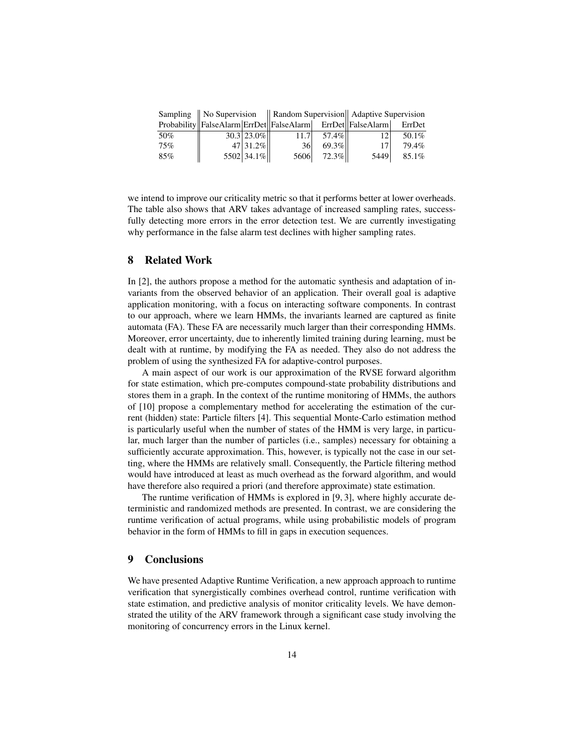| Sampling | No Supervision | | Random Supervision | | Adaptive Supervision | |
|---|---|---|---|---|---|---|
| Probability | FalseAlarm | ErrDet | FalseAlarm | ErrDet | FalseAlarm | ErrDet |
| 50% | 30.3 | 23.0% | 11.7 | 57.4% | 12 | 50.1% |
| 75% | 47 | 31.2% | 36 | 69.3% | 17 | 79.4% |
| 85% | 5502 | 34.1% | 5606 | 72.3% | 5449 | 85.1% |

we intend to improve our criticality metric so that it performs better at lower overheads. The table also shows that ARV takes advantage of increased sampling rates, successfully detecting more errors in the error detection test. We are currently investigating why performance in the false alarm test declines with higher sampling rates.

## 8 Related Work

In [2], the authors propose a method for the automatic synthesis and adaptation of invariants from the observed behavior of an application. Their overall goal is adaptive application monitoring, with a focus on interacting software components. In contrast to our approach, where we learn HMMs, the invariants learned are captured as finite automata (FA). These FA are necessarily much larger than their corresponding HMMs. Moreover, error uncertainty, due to inherently limited training during learning, must be dealt with at runtime, by modifying the FA as needed. They also do not address the problem of using the synthesized FA for adaptive-control purposes.

A main aspect of our work is our approximation of the RVSE forward algorithm for state estimation, which pre-computes compound-state probability distributions and stores them in a graph. In the context of the runtime monitoring of HMMs, the authors of [10] propose a complementary method for accelerating the estimation of the current (hidden) state: Particle filters [4]. This sequential Monte-Carlo estimation method is particularly useful when the number of states of the HMM is very large, in particular, much larger than the number of particles (i.e., samples) necessary for obtaining a sufficiently accurate approximation. This, however, is typically not the case in our setting, where the HMMs are relatively small. Consequently, the Particle filtering method would have introduced at least as much overhead as the forward algorithm, and would have therefore also required a priori (and therefore approximate) state estimation.

The runtime verification of HMMs is explored in [9, 3], where highly accurate deterministic and randomized methods are presented. In contrast, we are considering the runtime verification of actual programs, while using probabilistic models of program behavior in the form of HMMs to fill in gaps in execution sequences.

## 9 Conclusions

We have presented Adaptive Runtime Verification, a new approach approach to runtime verification that synergistically combines overhead control, runtime verification with state estimation, and predictive analysis of monitor criticality levels. We have demonstrated the utility of the ARV framework through a significant case study involving the monitoring of concurrency errors in the Linux kernel.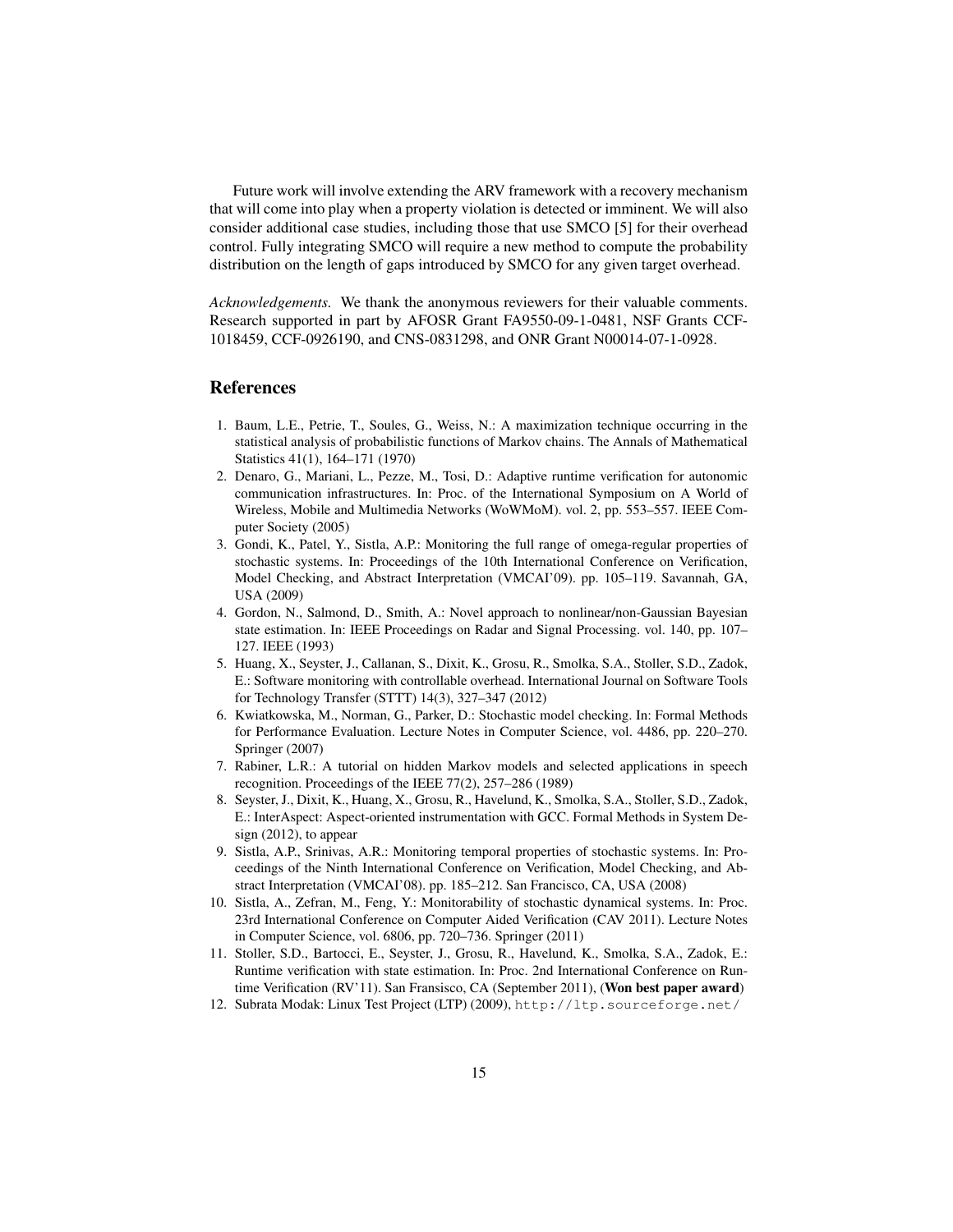Future work will involve extending the ARV framework with a recovery mechanism that will come into play when a property violation is detected or imminent. We will also consider additional case studies, including those that use SMCO [5] for their overhead control. Fully integrating SMCO will require a new method to compute the probability distribution on the length of gaps introduced by SMCO for any given target overhead.

*Acknowledgements.* We thank the anonymous reviewers for their valuable comments. Research supported in part by AFOSR Grant FA9550-09-1-0481, NSF Grants CCF-1018459, CCF-0926190, and CNS-0831298, and ONR Grant N00014-07-1-0928.

## References

1. Baum, L.E., Petrie, T., Soules, G., Weiss, N.: A maximization technique occurring in the statistical analysis of probabilistic functions of Markov chains. The Annals of Mathematical Statistics 41(1), 164–171 (1970)
2. Denaro, G., Mariani, L., Pezze, M., Tosi, D.: Adaptive runtime verification for autonomic communication infrastructures. In: Proc. of the International Symposium on A World of Wireless, Mobile and Multimedia Networks (WoWMoM). vol. 2, pp. 553–557. IEEE Computer Society (2005)
3. Gondi, K., Patel, Y., Sistla, A.P.: Monitoring the full range of omega-regular properties of stochastic systems. In: Proceedings of the 10th International Conference on Verification, Model Checking, and Abstract Interpretation (VMCAI'09). pp. 105–119. Savannah, GA, USA (2009)
4. Gordon, N., Salmond, D., Smith, A.: Novel approach to nonlinear/non-Gaussian Bayesian state estimation. In: IEEE Proceedings on Radar and Signal Processing. vol. 140, pp. 107–127. IEEE (1993)
5. Huang, X., Seyster, J., Callanan, S., Dixit, K., Grosu, R., Smolka, S.A., Stoller, S.D., Zadok, E.: Software monitoring with controllable overhead. International Journal on Software Tools for Technology Transfer (STTT) 14(3), 327–347 (2012)
6. Kwiatkowska, M., Norman, G., Parker, D.: Stochastic model checking. In: Formal Methods for Performance Evaluation. Lecture Notes in Computer Science, vol. 4486, pp. 220–270. Springer (2007)
7. Rabiner, L.R.: A tutorial on hidden Markov models and selected applications in speech recognition. Proceedings of the IEEE 77(2), 257–286 (1989)
8. Seyster, J., Dixit, K., Huang, X., Grosu, R., Havelund, K., Smolka, S.A., Stoller, S.D., Zadok, E.: InterAspect: Aspect-oriented instrumentation with GCC. Formal Methods in System Design (2012), to appear
9. Sistla, A.P., Srinivas, A.R.: Monitoring temporal properties of stochastic systems. In: Proceedings of the Ninth International Conference on Verification, Model Checking, and Abstract Interpretation (VMCAI'08). pp. 185–212. San Francisco, CA, USA (2008)
10. Sistla, A., Zefran, M., Feng, Y.: Monitorability of stochastic dynamical systems. In: Proc. 23rd International Conference on Computer Aided Verification (CAV 2011). Lecture Notes in Computer Science, vol. 6806, pp. 720–736. Springer (2011)
11. Stoller, S.D., Bartocci, E., Seyster, J., Grosu, R., Havelund, K., Smolka, S.A., Zadok, E.: Runtime verification with state estimation. In: Proc. 2nd International Conference on Runtime Verification (RV'11). San Fransisco, CA (September 2011), (**Won best paper award**)
12. Subrata Modak: Linux Test Project (LTP) (2009), `http://ltp.sourceforge.net/`